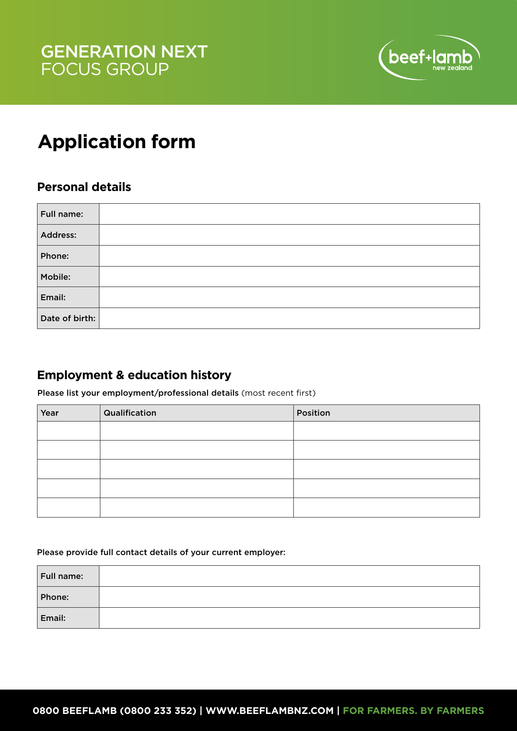# GENERATION NEXT
FOCUS GROUP

beef+lamb new zealand

# Application form

## Personal details

| Full name: | |
|---|---|
| Address: | |
| Phone: | |
| Mobile: | |
| Email: | |
| Date of birth: | |

## Employment & education history

**Please list your employment/professional details** (most recent first)

| Year | Qualification | Position |
|---|---|---|
| | | |
| | | |
| | | |
| | | |
| | | |

**Please provide full contact details of your current employer:**

| Full name: | |
|---|---|
| Phone: | |
| Email: | |

**0800 BEEFLAMB (0800 233 352) | WWW.BEEFLAMBNZ.COM | FOR FARMERS. BY FARMERS**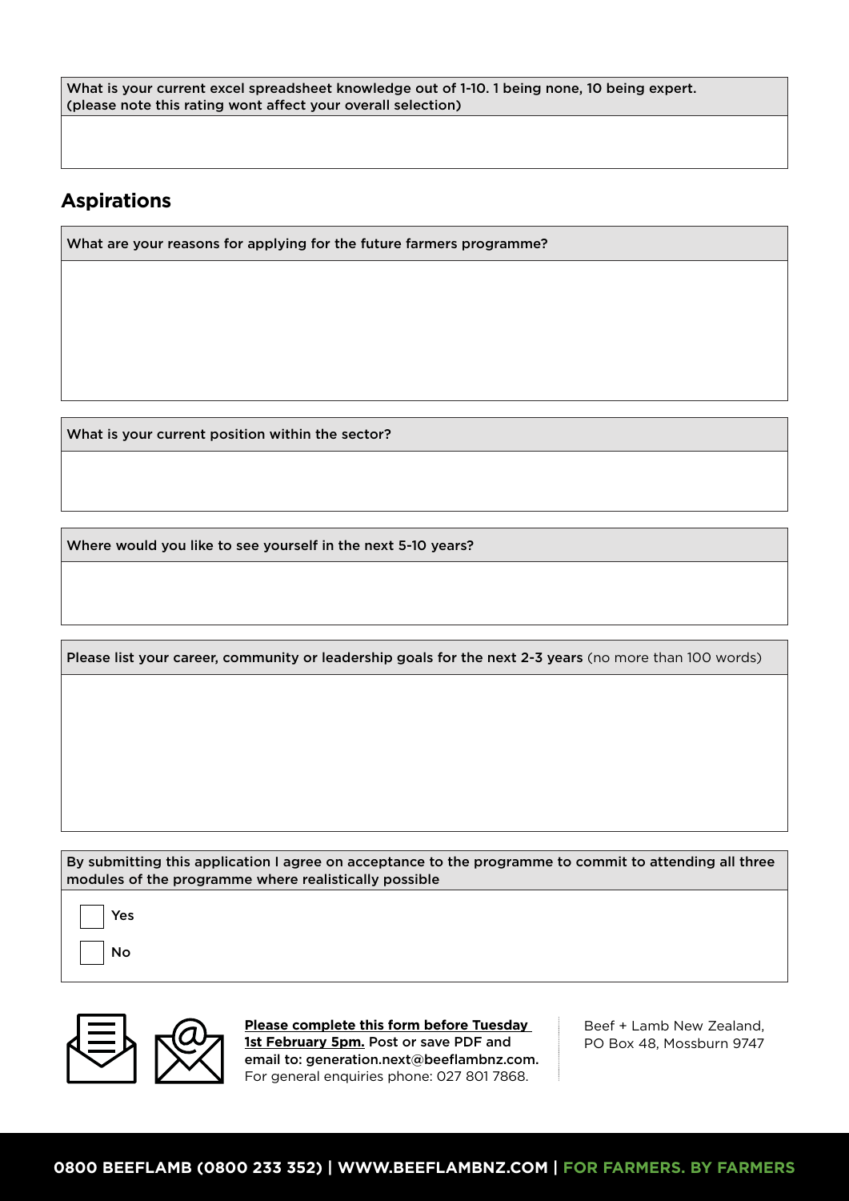What is your current excel spreadsheet knowledge out of 1-10. 1 being none, 10 being expert. (please note this rating wont affect your overall selection)

## Aspirations

What are your reasons for applying for the future farmers programme?

What is your current position within the sector?

Where would you like to see yourself in the next 5-10 years?

Please list your career, community or leadership goals for the next 2-3 years (no more than 100 words)

By submitting this application I agree on acceptance to the programme to commit to attending all three modules of the programme where realistically possible

- [ ] Yes
- [ ] No

**Please complete this form before Tuesday 1st February 5pm.** **Post or save PDF and email to: generation.next@beeflambnz.com.** For general enquiries phone: 027 801 7868.

Beef + Lamb New Zealand,
PO Box 48, Mossburn 9747

**0800 BEEFLAMB (0800 233 352) | WWW.BEEFLAMBNZ.COM | FOR FARMERS. BY FARMERS**